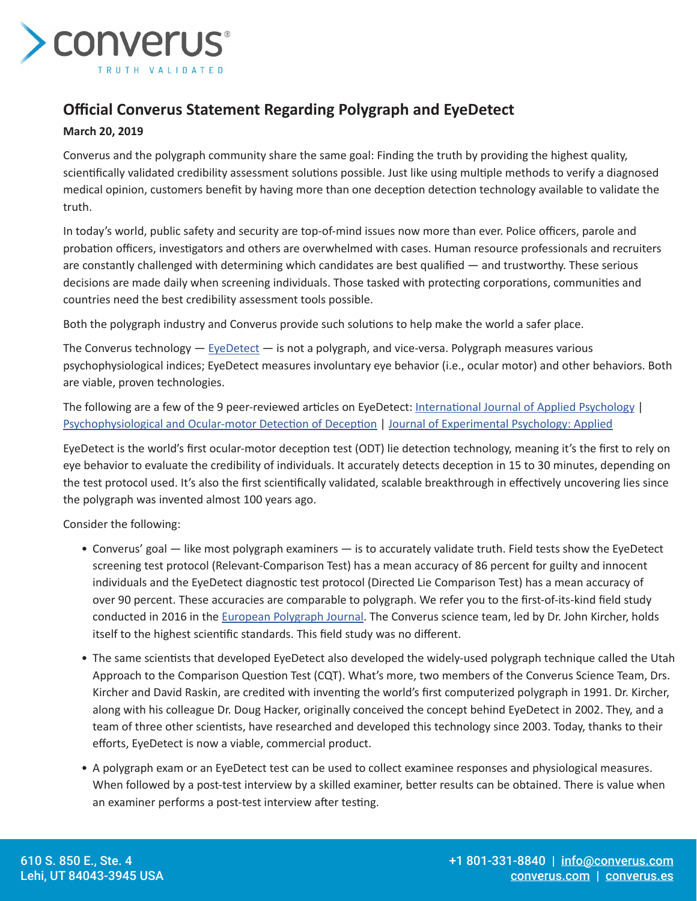# Official Converus Statement Regarding Polygraph and EyeDetect

**March 20, 2019**

Converus and the polygraph community share the same goal: Finding the truth by providing the highest quality, scientifically validated credibility assessment solutions possible. Just like using multiple methods to verify a diagnosed medical opinion, customers benefit by having more than one deception detection technology available to validate the truth.

In today's world, public safety and security are top-of-mind issues now more than ever. Police officers, parole and probation officers, investigators and others are overwhelmed with cases. Human resource professionals and recruiters are constantly challenged with determining which candidates are best qualified — and trustworthy. These serious decisions are made daily when screening individuals. Those tasked with protecting corporations, communities and countries need the best credibility assessment tools possible.

Both the polygraph industry and Converus provide such solutions to help make the world a safer place.

The Converus technology — EyeDetect — is not a polygraph, and vice-versa. Polygraph measures various psychophysiological indices; EyeDetect measures involuntary eye behavior (i.e., ocular motor) and other behaviors. Both are viable, proven technologies.

The following are a few of the 9 peer-reviewed articles on EyeDetect: International Journal of Applied Psychology | Psychophysiological and Ocular-motor Detection of Deception | Journal of Experimental Psychology: Applied

EyeDetect is the world's first ocular-motor deception test (ODT) lie detection technology, meaning it's the first to rely on eye behavior to evaluate the credibility of individuals. It accurately detects deception in 15 to 30 minutes, depending on the test protocol used. It's also the first scientifically validated, scalable breakthrough in effectively uncovering lies since the polygraph was invented almost 100 years ago.

Consider the following:

- Converus' goal — like most polygraph examiners — is to accurately validate truth. Field tests show the EyeDetect screening test protocol (Relevant-Comparison Test) has a mean accuracy of 86 percent for guilty and innocent individuals and the EyeDetect diagnostic test protocol (Directed Lie Comparison Test) has a mean accuracy of over 90 percent. These accuracies are comparable to polygraph. We refer you to the first-of-its-kind field study conducted in 2016 in the European Polygraph Journal. The Converus science team, led by Dr. John Kircher, holds itself to the highest scientific standards. This field study was no different.
- The same scientists that developed EyeDetect also developed the widely-used polygraph technique called the Utah Approach to the Comparison Question Test (CQT). What's more, two members of the Converus Science Team, Drs. Kircher and David Raskin, are credited with inventing the world's first computerized polygraph in 1991. Dr. Kircher, along with his colleague Dr. Doug Hacker, originally conceived the concept behind EyeDetect in 2002. They, and a team of three other scientists, have researched and developed this technology since 2003. Today, thanks to their efforts, EyeDetect is now a viable, commercial product.
- A polygraph exam or an EyeDetect test can be used to collect examinee responses and physiological measures. When followed by a post-test interview by a skilled examiner, better results can be obtained. There is value when an examiner performs a post-test interview after testing.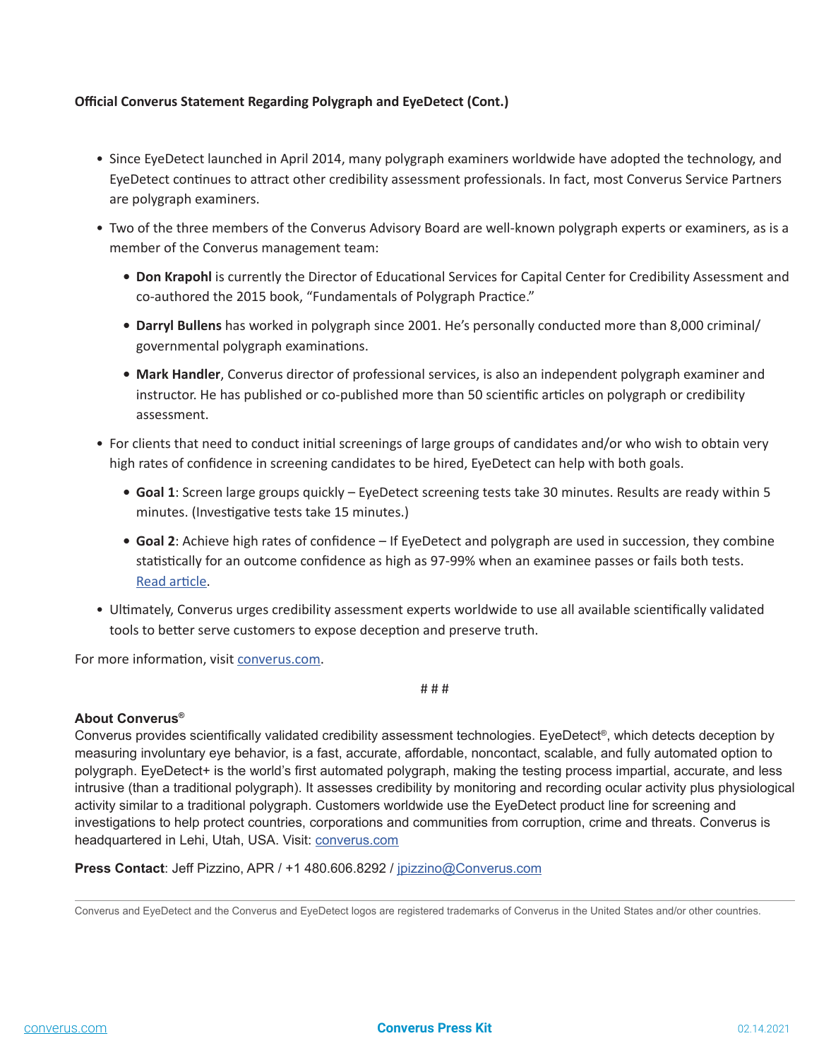**Official Converus Statement Regarding Polygraph and EyeDetect (Cont.)**

- Since EyeDetect launched in April 2014, many polygraph examiners worldwide have adopted the technology, and EyeDetect continues to attract other credibility assessment professionals. In fact, most Converus Service Partners are polygraph examiners.
- Two of the three members of the Converus Advisory Board are well-known polygraph experts or examiners, as is a member of the Converus management team:
  - **Don Krapohl** is currently the Director of Educational Services for Capital Center for Credibility Assessment and co-authored the 2015 book, "Fundamentals of Polygraph Practice."
  - **Darryl Bullens** has worked in polygraph since 2001. He's personally conducted more than 8,000 criminal/governmental polygraph examinations.
  - **Mark Handler**, Converus director of professional services, is also an independent polygraph examiner and instructor. He has published or co-published more than 50 scientific articles on polygraph or credibility assessment.
- For clients that need to conduct initial screenings of large groups of candidates and/or who wish to obtain very high rates of confidence in screening candidates to be hired, EyeDetect can help with both goals.
  - **Goal 1**: Screen large groups quickly – EyeDetect screening tests take 30 minutes. Results are ready within 5 minutes. (Investigative tests take 15 minutes.)
  - **Goal 2**: Achieve high rates of confidence – If EyeDetect and polygraph are used in succession, they combine statistically for an outcome confidence as high as 97-99% when an examinee passes or fails both tests. Read article.
- Ultimately, Converus urges credibility assessment experts worldwide to use all available scientifically validated tools to better serve customers to expose deception and preserve truth.

For more information, visit converus.com.

# # #

**About Converus®**

Converus provides scientifically validated credibility assessment technologies. EyeDetect®, which detects deception by measuring involuntary eye behavior, is a fast, accurate, affordable, noncontact, scalable, and fully automated option to polygraph. EyeDetect+ is the world's first automated polygraph, making the testing process impartial, accurate, and less intrusive (than a traditional polygraph). It assesses credibility by monitoring and recording ocular activity plus physiological activity similar to a traditional polygraph. Customers worldwide use the EyeDetect product line for screening and investigations to help protect countries, corporations and communities from corruption, crime and threats. Converus is headquartered in Lehi, Utah, USA. Visit: converus.com

**Press Contact**: Jeff Pizzino, APR / +1 480.606.8292 / jpizzino@Converus.com

Converus and EyeDetect and the Converus and EyeDetect logos are registered trademarks of Converus in the United States and/or other countries.